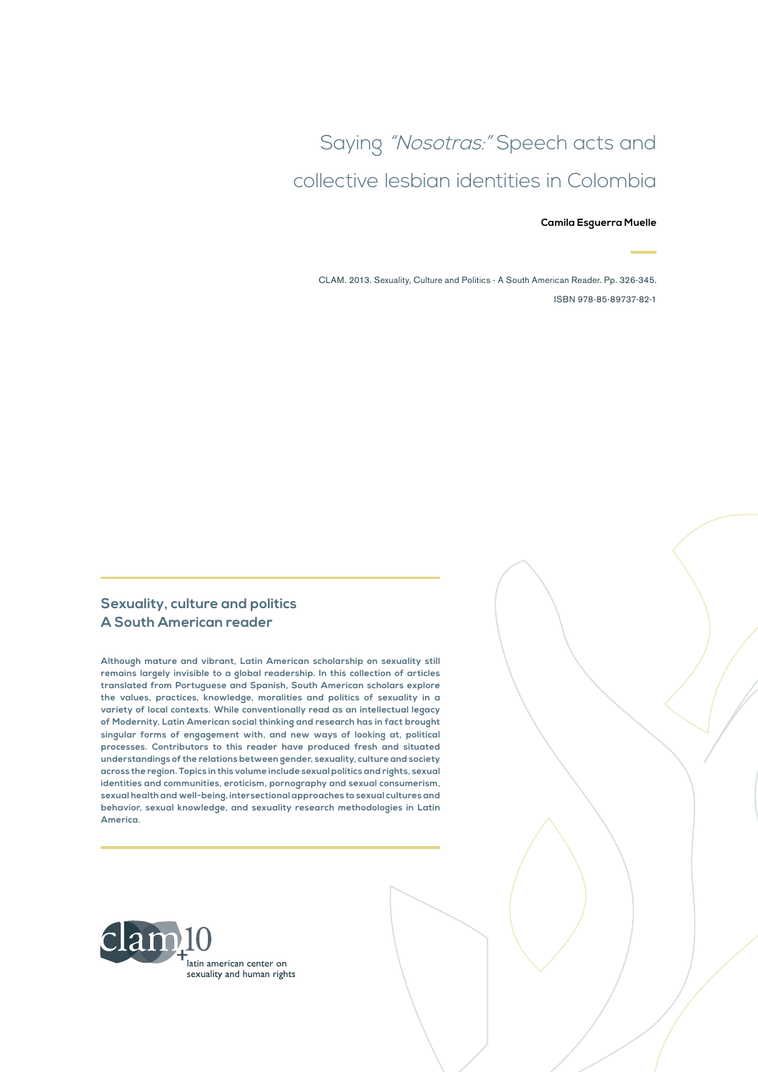# Saying *"Nosotras:"* Speech acts and collective lesbian identities in Colombia

**Camila Esguerra Muelle**

CLAM. 2013. Sexuality, Culture and Politics - A South American Reader. Pp. 326-345.

ISBN 978-85-89737-82-1

## Sexuality, culture and politics
## A South American reader

**Although mature and vibrant, Latin American scholarship on sexuality still remains largely invisible to a global readership. In this collection of articles translated from Portuguese and Spanish, South American scholars explore the values, practices, knowledge, moralities and politics of sexuality in a variety of local contexts. While conventionally read as an intellectual legacy of Modernity, Latin American social thinking and research has in fact brought singular forms of engagement with, and new ways of looking at, political processes. Contributors to this reader have produced fresh and situated understandings of the relations between gender, sexuality, culture and society across the region. Topics in this volume include sexual politics and rights, sexual identities and communities, eroticism, pornography and sexual consumerism, sexual health and well-being, intersectional approaches to sexual cultures and behavior, sexual knowledge, and sexuality research methodologies in Latin America.**

clam +10

latin american center on sexuality and human rights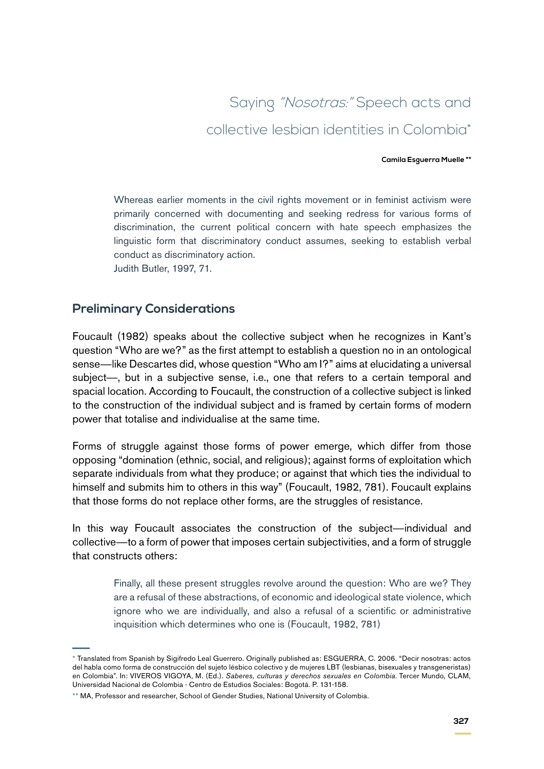# Saying *"Nosotras:"* Speech acts and collective lesbian identities in Colombia*

**Camila Esguerra Muelle \*\***

> Whereas earlier moments in the civil rights movement or in feminist activism were primarily concerned with documenting and seeking redress for various forms of discrimination, the current political concern with hate speech emphasizes the linguistic form that discriminatory conduct assumes, seeking to establish verbal conduct as discriminatory action.
> Judith Butler, 1997, 71.

## Preliminary Considerations

Foucault (1982) speaks about the collective subject when he recognizes in Kant's question "Who are we?" as the first attempt to establish a question no in an ontological sense—like Descartes did, whose question "Who am I?" aims at elucidating a universal subject—, but in a subjective sense, i.e., one that refers to a certain temporal and spacial location. According to Foucault, the construction of a collective subject is linked to the construction of the individual subject and is framed by certain forms of modern power that totalise and individualise at the same time.

Forms of struggle against those forms of power emerge, which differ from those opposing "domination (ethnic, social, and religious); against forms of exploitation which separate individuals from what they produce; or against that which ties the individual to himself and submits him to others in this way" (Foucault, 1982, 781). Foucault explains that those forms do not replace other forms, are the struggles of resistance.

In this way Foucault associates the construction of the subject—individual and collective—to a form of power that imposes certain subjectivities, and a form of struggle that constructs others:

> Finally, all these present struggles revolve around the question: Who are we? They are a refusal of these abstractions, of economic and ideological state violence, which ignore who we are individually, and also a refusal of a scientific or administrative inquisition which determines who one is (Foucault, 1982, 781)

\* Translated from Spanish by Sigifredo Leal Guerrero. Originally published as: ESGUERRA, C. 2006. "Decir nosotras: actos del habla como forma de construcción del sujeto lésbico colectivo y de mujeres LBT (lesbianas, bisexuales y transgeneristas) en Colombia". In: VIVEROS VIGOYA, M. (Ed.). *Saberes, culturas y derechos sexuales en Colombia*. Tercer Mundo, CLAM, Universidad Nacional de Colombia - Centro de Estudios Sociales: Bogotá. P. 131-158.

\*\* MA, Professor and researcher, School of Gender Studies, National University of Colombia.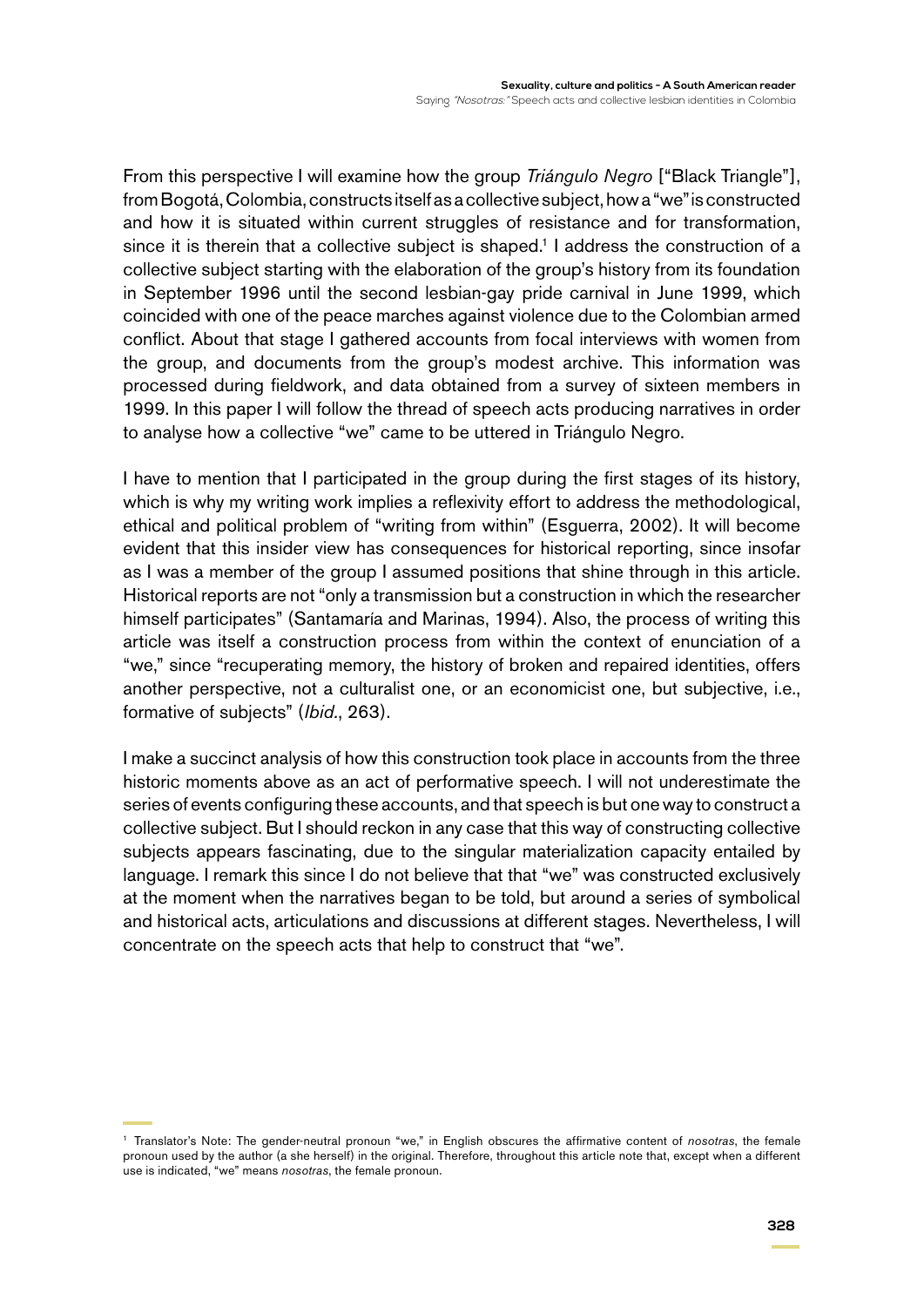From this perspective I will examine how the group *Triángulo Negro* ["Black Triangle"], from Bogotá, Colombia, constructs itself as a collective subject, how a "we" is constructed and how it is situated within current struggles of resistance and for transformation, since it is therein that a collective subject is shaped.[1] I address the construction of a collective subject starting with the elaboration of the group's history from its foundation in September 1996 until the second lesbian-gay pride carnival in June 1999, which coincided with one of the peace marches against violence due to the Colombian armed conflict. About that stage I gathered accounts from focal interviews with women from the group, and documents from the group's modest archive. This information was processed during fieldwork, and data obtained from a survey of sixteen members in 1999. In this paper I will follow the thread of speech acts producing narratives in order to analyse how a collective "we" came to be uttered in Triángulo Negro.

I have to mention that I participated in the group during the first stages of its history, which is why my writing work implies a reflexivity effort to address the methodological, ethical and political problem of "writing from within" (Esguerra, 2002). It will become evident that this insider view has consequences for historical reporting, since insofar as I was a member of the group I assumed positions that shine through in this article. Historical reports are not "only a transmission but a construction in which the researcher himself participates" (Santamaría and Marinas, 1994). Also, the process of writing this article was itself a construction process from within the context of enunciation of a "we," since "recuperating memory, the history of broken and repaired identities, offers another perspective, not a culturalist one, or an economicist one, but subjective, i.e., formative of subjects" (*Ibid.*, 263).

I make a succinct analysis of how this construction took place in accounts from the three historic moments above as an act of performative speech. I will not underestimate the series of events configuring these accounts, and that speech is but one way to construct a collective subject. But I should reckon in any case that this way of constructing collective subjects appears fascinating, due to the singular materialization capacity entailed by language. I remark this since I do not believe that that "we" was constructed exclusively at the moment when the narratives began to be told, but around a series of symbolical and historical acts, articulations and discussions at different stages. Nevertheless, I will concentrate on the speech acts that help to construct that "we".

[1] Translator's Note: The gender-neutral pronoun "we," in English obscures the affirmative content of *nosotras*, the female pronoun used by the author (a she herself) in the original. Therefore, throughout this article note that, except when a different use is indicated, "we" means *nosotras*, the female pronoun.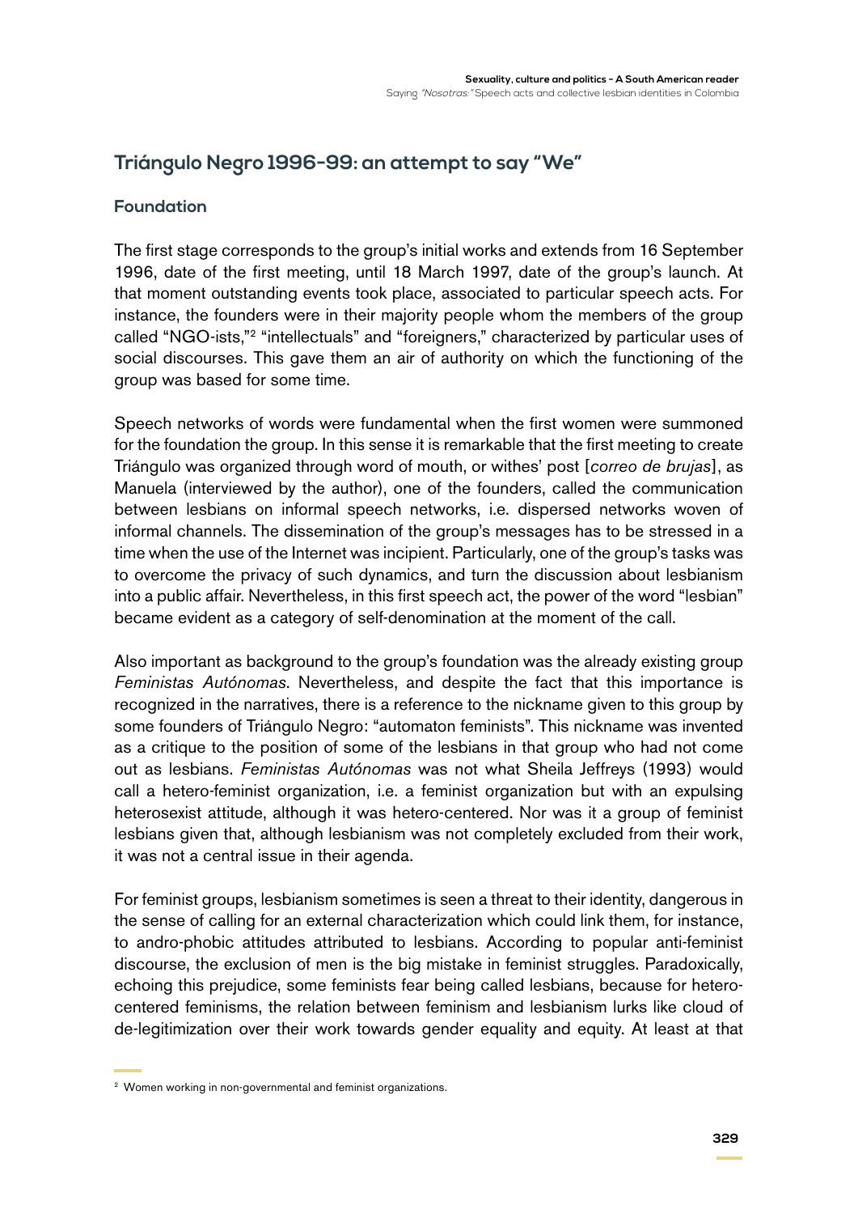## Triángulo Negro 1996-99: an attempt to say "We"

### Foundation

The first stage corresponds to the group's initial works and extends from 16 September 1996, date of the first meeting, until 18 March 1997, date of the group's launch. At that moment outstanding events took place, associated to particular speech acts. For instance, the founders were in their majority people whom the members of the group called "NGO-ists,"[2] "intellectuals" and "foreigners," characterized by particular uses of social discourses. This gave them an air of authority on which the functioning of the group was based for some time.

Speech networks of words were fundamental when the first women were summoned for the foundation the group. In this sense it is remarkable that the first meeting to create Triángulo was organized through word of mouth, or withes' post [*correo de brujas*], as Manuela (interviewed by the author), one of the founders, called the communication between lesbians on informal speech networks, i.e. dispersed networks woven of informal channels. The dissemination of the group's messages has to be stressed in a time when the use of the Internet was incipient. Particularly, one of the group's tasks was to overcome the privacy of such dynamics, and turn the discussion about lesbianism into a public affair. Nevertheless, in this first speech act, the power of the word "lesbian" became evident as a category of self-denomination at the moment of the call.

Also important as background to the group's foundation was the already existing group *Feministas Autónomas*. Nevertheless, and despite the fact that this importance is recognized in the narratives, there is a reference to the nickname given to this group by some founders of Triángulo Negro: "automaton feminists". This nickname was invented as a critique to the position of some of the lesbians in that group who had not come out as lesbians. *Feministas Autónomas* was not what Sheila Jeffreys (1993) would call a hetero-feminist organization, i.e. a feminist organization but with an expulsing heterosexist attitude, although it was hetero-centered. Nor was it a group of feminist lesbians given that, although lesbianism was not completely excluded from their work, it was not a central issue in their agenda.

For feminist groups, lesbianism sometimes is seen a threat to their identity, dangerous in the sense of calling for an external characterization which could link them, for instance, to andro-phobic attitudes attributed to lesbians. According to popular anti-feminist discourse, the exclusion of men is the big mistake in feminist struggles. Paradoxically, echoing this prejudice, some feminists fear being called lesbians, because for hetero-centered feminisms, the relation between feminism and lesbianism lurks like cloud of de-legitimization over their work towards gender equality and equity. At least at that

[2] Women working in non-governmental and feminist organizations.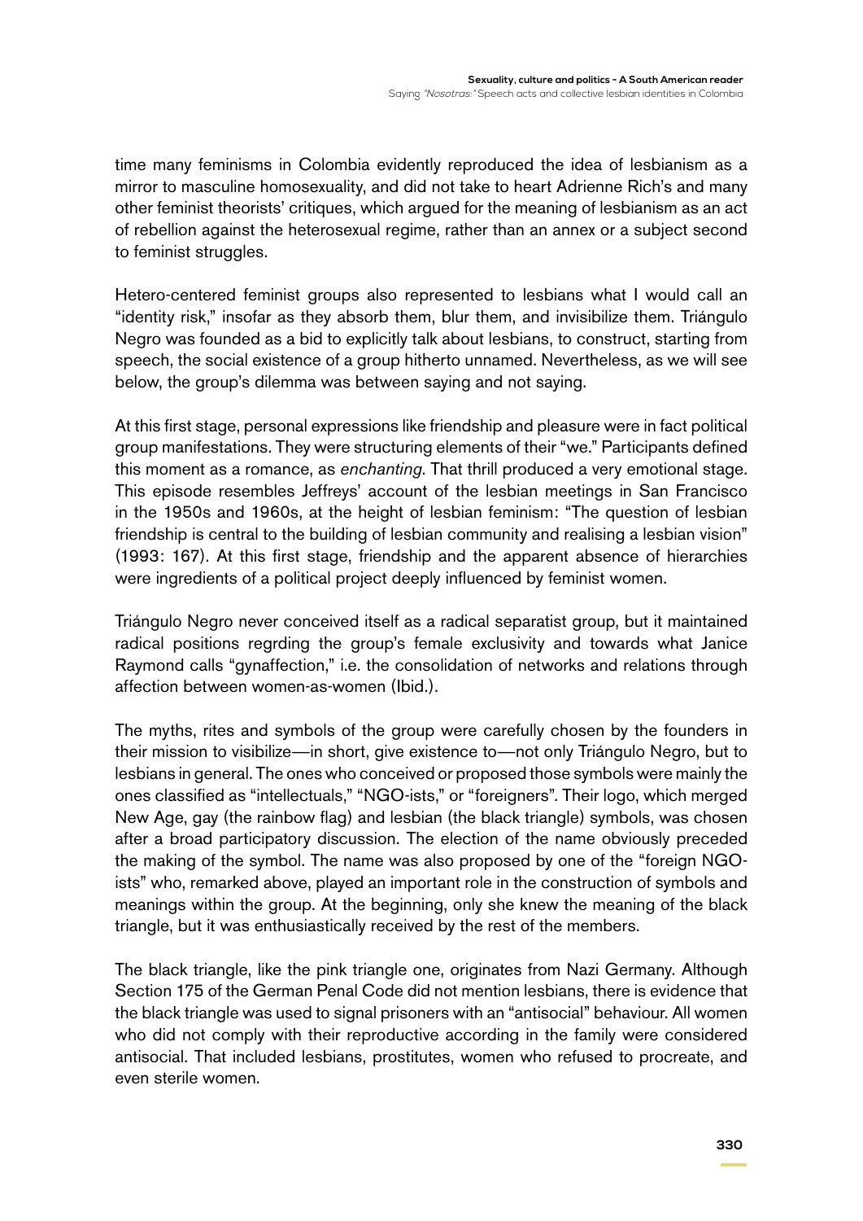time many feminisms in Colombia evidently reproduced the idea of lesbianism as a mirror to masculine homosexuality, and did not take to heart Adrienne Rich's and many other feminist theorists' critiques, which argued for the meaning of lesbianism as an act of rebellion against the heterosexual regime, rather than an annex or a subject second to feminist struggles.

Hetero-centered feminist groups also represented to lesbians what I would call an "identity risk," insofar as they absorb them, blur them, and invisibilize them. Triángulo Negro was founded as a bid to explicitly talk about lesbians, to construct, starting from speech, the social existence of a group hitherto unnamed. Nevertheless, as we will see below, the group's dilemma was between saying and not saying.

At this first stage, personal expressions like friendship and pleasure were in fact political group manifestations. They were structuring elements of their "we." Participants defined this moment as a romance, as *enchanting*. That thrill produced a very emotional stage. This episode resembles Jeffreys' account of the lesbian meetings in San Francisco in the 1950s and 1960s, at the height of lesbian feminism: "The question of lesbian friendship is central to the building of lesbian community and realising a lesbian vision" (1993: 167). At this first stage, friendship and the apparent absence of hierarchies were ingredients of a political project deeply influenced by feminist women.

Triángulo Negro never conceived itself as a radical separatist group, but it maintained radical positions regrding the group's female exclusivity and towards what Janice Raymond calls "gynaffection," i.e. the consolidation of networks and relations through affection between women-as-women (Ibid.).

The myths, rites and symbols of the group were carefully chosen by the founders in their mission to visibilize—in short, give existence to—not only Triángulo Negro, but to lesbians in general. The ones who conceived or proposed those symbols were mainly the ones classified as "intellectuals," "NGO-ists," or "foreigners". Their logo, which merged New Age, gay (the rainbow flag) and lesbian (the black triangle) symbols, was chosen after a broad participatory discussion. The election of the name obviously preceded the making of the symbol. The name was also proposed by one of the "foreign NGO-ists" who, remarked above, played an important role in the construction of symbols and meanings within the group. At the beginning, only she knew the meaning of the black triangle, but it was enthusiastically received by the rest of the members.

The black triangle, like the pink triangle one, originates from Nazi Germany. Although Section 175 of the German Penal Code did not mention lesbians, there is evidence that the black triangle was used to signal prisoners with an "antisocial" behaviour. All women who did not comply with their reproductive according in the family were considered antisocial. That included lesbians, prostitutes, women who refused to procreate, and even sterile women.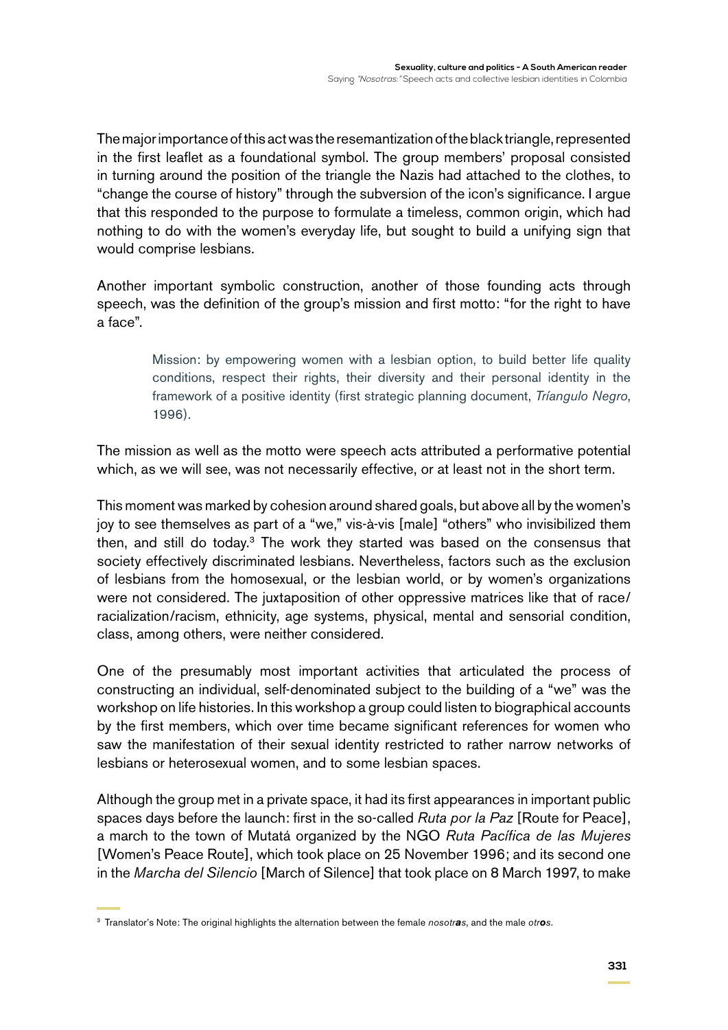The major importance of this act was the resemantization of the black triangle, represented in the first leaflet as a foundational symbol. The group members' proposal consisted in turning around the position of the triangle the Nazis had attached to the clothes, to "change the course of history" through the subversion of the icon's significance. I argue that this responded to the purpose to formulate a timeless, common origin, which had nothing to do with the women's everyday life, but sought to build a unifying sign that would comprise lesbians.

Another important symbolic construction, another of those founding acts through speech, was the definition of the group's mission and first motto: "for the right to have a face".

> Mission: by empowering women with a lesbian option, to build better life quality conditions, respect their rights, their diversity and their personal identity in the framework of a positive identity (first strategic planning document, *Tríangulo Negro*, 1996).

The mission as well as the motto were speech acts attributed a performative potential which, as we will see, was not necessarily effective, or at least not in the short term.

This moment was marked by cohesion around shared goals, but above all by the women's joy to see themselves as part of a "we," vis-à-vis [male] "others" who invisibilized them then, and still do today.[3] The work they started was based on the consensus that society effectively discriminated lesbians. Nevertheless, factors such as the exclusion of lesbians from the homosexual, or the lesbian world, or by women's organizations were not considered. The juxtaposition of other oppressive matrices like that of race/racialization/racism, ethnicity, age systems, physical, mental and sensorial condition, class, among others, were neither considered.

One of the presumably most important activities that articulated the process of constructing an individual, self-denominated subject to the building of a "we" was the workshop on life histories. In this workshop a group could listen to biographical accounts by the first members, which over time became significant references for women who saw the manifestation of their sexual identity restricted to rather narrow networks of lesbians or heterosexual women, and to some lesbian spaces.

Although the group met in a private space, it had its first appearances in important public spaces days before the launch: first in the so-called *Ruta por la Paz* [Route for Peace], a march to the town of Mutatá organized by the NGO *Ruta Pacífica de las Mujeres* [Women's Peace Route], which took place on 25 November 1996; and its second one in the *Marcha del Silencio* [March of Silence] that took place on 8 March 1997, to make

[3] Translator's Note: The original highlights the alternation between the female *nosotr**as***, and the male *otr**os***.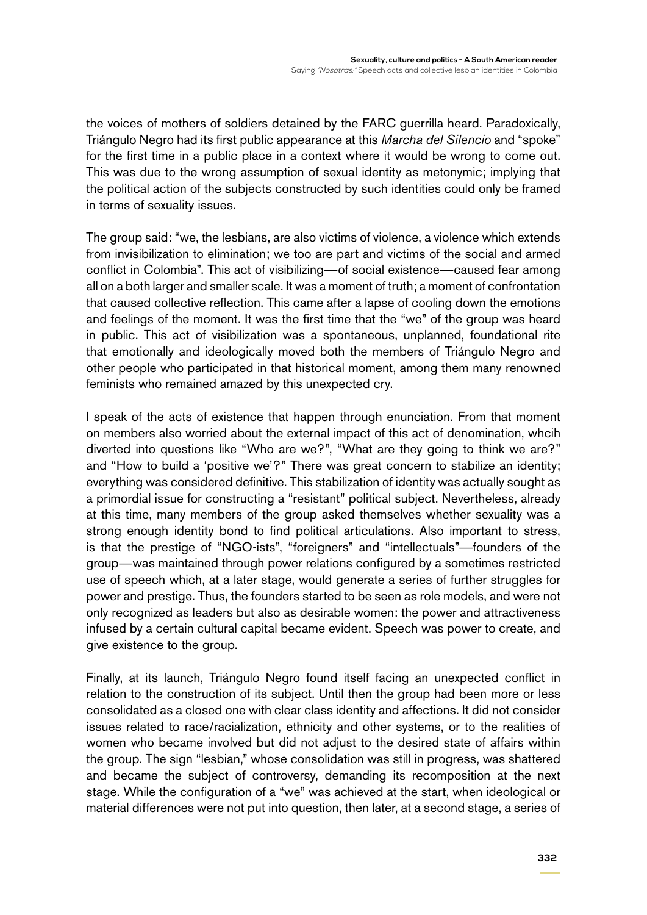the voices of mothers of soldiers detained by the FARC guerrilla heard. Paradoxically, Triángulo Negro had its first public appearance at this *Marcha del Silencio* and "spoke" for the first time in a public place in a context where it would be wrong to come out. This was due to the wrong assumption of sexual identity as metonymic; implying that the political action of the subjects constructed by such identities could only be framed in terms of sexuality issues.

The group said: "we, the lesbians, are also victims of violence, a violence which extends from invisibilization to elimination; we too are part and victims of the social and armed conflict in Colombia". This act of visibilizing—of social existence—caused fear among all on a both larger and smaller scale. It was a moment of truth; a moment of confrontation that caused collective reflection. This came after a lapse of cooling down the emotions and feelings of the moment. It was the first time that the "we" of the group was heard in public. This act of visibilization was a spontaneous, unplanned, foundational rite that emotionally and ideologically moved both the members of Triángulo Negro and other people who participated in that historical moment, among them many renowned feminists who remained amazed by this unexpected cry.

I speak of the acts of existence that happen through enunciation. From that moment on members also worried about the external impact of this act of denomination, whcih diverted into questions like "Who are we?", "What are they going to think we are?" and "How to build a 'positive we'?" There was great concern to stabilize an identity; everything was considered definitive. This stabilization of identity was actually sought as a primordial issue for constructing a "resistant" political subject. Nevertheless, already at this time, many members of the group asked themselves whether sexuality was a strong enough identity bond to find political articulations. Also important to stress, is that the prestige of "NGO-ists", "foreigners" and "intellectuals"—founders of the group—was maintained through power relations configured by a sometimes restricted use of speech which, at a later stage, would generate a series of further struggles for power and prestige. Thus, the founders started to be seen as role models, and were not only recognized as leaders but also as desirable women: the power and attractiveness infused by a certain cultural capital became evident. Speech was power to create, and give existence to the group.

Finally, at its launch, Triángulo Negro found itself facing an unexpected conflict in relation to the construction of its subject. Until then the group had been more or less consolidated as a closed one with clear class identity and affections. It did not consider issues related to race/racialization, ethnicity and other systems, or to the realities of women who became involved but did not adjust to the desired state of affairs within the group. The sign "lesbian," whose consolidation was still in progress, was shattered and became the subject of controversy, demanding its recomposition at the next stage. While the configuration of a "we" was achieved at the start, when ideological or material differences were not put into question, then later, at a second stage, a series of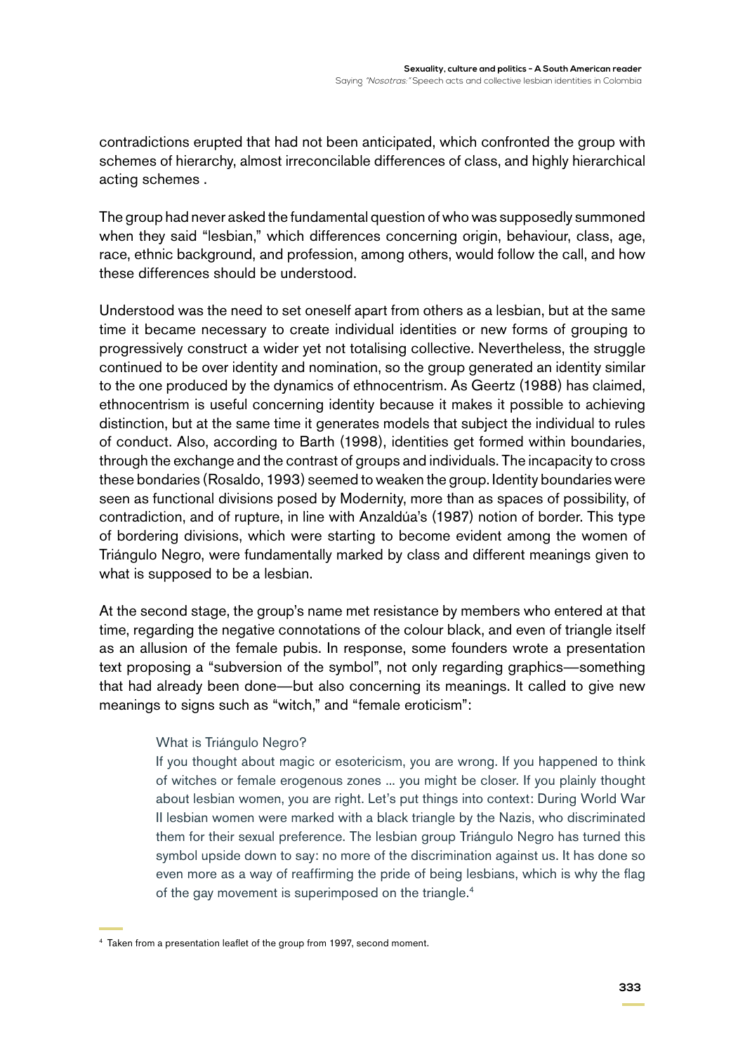contradictions erupted that had not been anticipated, which confronted the group with schemes of hierarchy, almost irreconcilable differences of class, and highly hierarchical acting schemes .

The group had never asked the fundamental question of who was supposedly summoned when they said "lesbian," which differences concerning origin, behaviour, class, age, race, ethnic background, and profession, among others, would follow the call, and how these differences should be understood.

Understood was the need to set oneself apart from others as a lesbian, but at the same time it became necessary to create individual identities or new forms of grouping to progressively construct a wider yet not totalising collective. Nevertheless, the struggle continued to be over identity and nomination, so the group generated an identity similar to the one produced by the dynamics of ethnocentrism. As Geertz (1988) has claimed, ethnocentrism is useful concerning identity because it makes it possible to achieving distinction, but at the same time it generates models that subject the individual to rules of conduct. Also, according to Barth (1998), identities get formed within boundaries, through the exchange and the contrast of groups and individuals. The incapacity to cross these bondaries (Rosaldo, 1993) seemed to weaken the group. Identity boundaries were seen as functional divisions posed by Modernity, more than as spaces of possibility, of contradiction, and of rupture, in line with Anzaldúa's (1987) notion of border. This type of bordering divisions, which were starting to become evident among the women of Triángulo Negro, were fundamentally marked by class and different meanings given to what is supposed to be a lesbian.

At the second stage, the group's name met resistance by members who entered at that time, regarding the negative connotations of the colour black, and even of triangle itself as an allusion of the female pubis. In response, some founders wrote a presentation text proposing a "subversion of the symbol", not only regarding graphics—something that had already been done—but also concerning its meanings. It called to give new meanings to signs such as "witch," and "female eroticism":

> What is Triángulo Negro?
>
> If you thought about magic or esotericism, you are wrong. If you happened to think of witches or female erogenous zones ... you might be closer. If you plainly thought about lesbian women, you are right. Let's put things into context: During World War II lesbian women were marked with a black triangle by the Nazis, who discriminated them for their sexual preference. The lesbian group Triángulo Negro has turned this symbol upside down to say: no more of the discrimination against us. It has done so even more as a way of reaffirming the pride of being lesbians, which is why the flag of the gay movement is superimposed on the triangle.[4]

[4] Taken from a presentation leaflet of the group from 1997, second moment.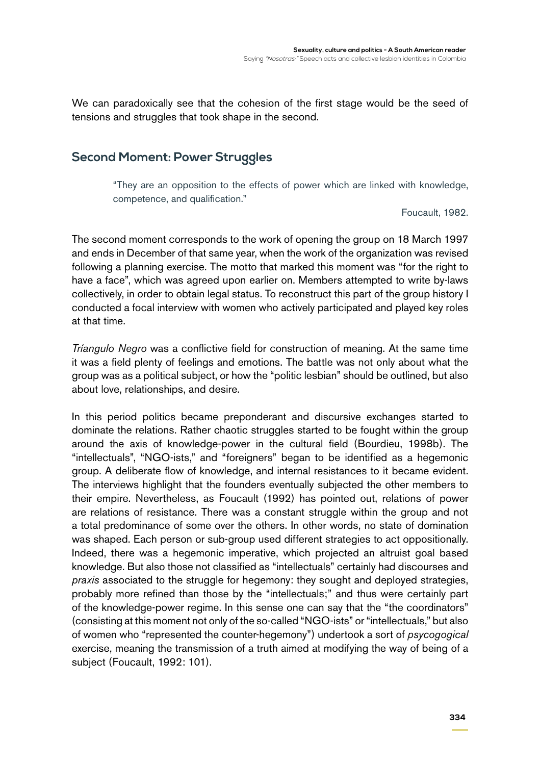We can paradoxically see that the cohesion of the first stage would be the seed of tensions and struggles that took shape in the second.

## Second Moment: Power Struggles

> "They are an opposition to the effects of power which are linked with knowledge, competence, and qualification."
>
> Foucault, 1982.

The second moment corresponds to the work of opening the group on 18 March 1997 and ends in December of that same year, when the work of the organization was revised following a planning exercise. The motto that marked this moment was "for the right to have a face", which was agreed upon earlier on. Members attempted to write by-laws collectively, in order to obtain legal status. To reconstruct this part of the group history I conducted a focal interview with women who actively participated and played key roles at that time.

*Tríangulo Negro* was a conflictive field for construction of meaning. At the same time it was a field plenty of feelings and emotions. The battle was not only about what the group was as a political subject, or how the "politic lesbian" should be outlined, but also about love, relationships, and desire.

In this period politics became preponderant and discursive exchanges started to dominate the relations. Rather chaotic struggles started to be fought within the group around the axis of knowledge-power in the cultural field (Bourdieu, 1998b). The "intellectuals", "NGO-ists," and "foreigners" began to be identified as a hegemonic group. A deliberate flow of knowledge, and internal resistances to it became evident. The interviews highlight that the founders eventually subjected the other members to their empire. Nevertheless, as Foucault (1992) has pointed out, relations of power are relations of resistance. There was a constant struggle within the group and not a total predominance of some over the others. In other words, no state of domination was shaped. Each person or sub-group used different strategies to act oppositionally. Indeed, there was a hegemonic imperative, which projected an altruist goal based knowledge. But also those not classified as "intellectuals" certainly had discourses and *praxis* associated to the struggle for hegemony: they sought and deployed strategies, probably more refined than those by the "intellectuals;" and thus were certainly part of the knowledge-power regime. In this sense one can say that the "the coordinators" (consisting at this moment not only of the so-called "NGO-ists" or "intellectuals," but also of women who "represented the counter-hegemony") undertook a sort of *psycogogical* exercise, meaning the transmission of a truth aimed at modifying the way of being of a subject (Foucault, 1992: 101).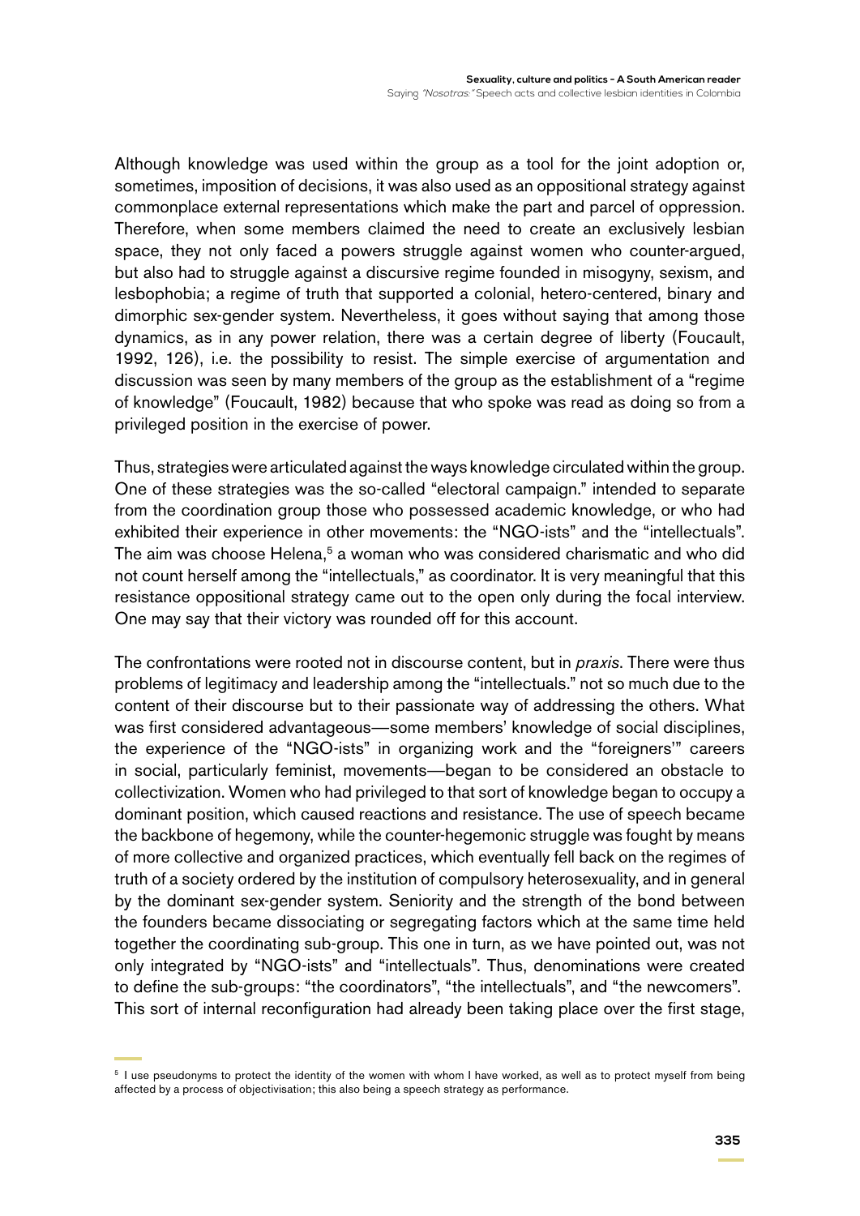Although knowledge was used within the group as a tool for the joint adoption or, sometimes, imposition of decisions, it was also used as an oppositional strategy against commonplace external representations which make the part and parcel of oppression. Therefore, when some members claimed the need to create an exclusively lesbian space, they not only faced a powers struggle against women who counter-argued, but also had to struggle against a discursive regime founded in misogyny, sexism, and lesbophobia; a regime of truth that supported a colonial, hetero-centered, binary and dimorphic sex-gender system. Nevertheless, it goes without saying that among those dynamics, as in any power relation, there was a certain degree of liberty (Foucault, 1992, 126), i.e. the possibility to resist. The simple exercise of argumentation and discussion was seen by many members of the group as the establishment of a "regime of knowledge" (Foucault, 1982) because that who spoke was read as doing so from a privileged position in the exercise of power.

Thus, strategies were articulated against the ways knowledge circulated within the group. One of these strategies was the so-called "electoral campaign." intended to separate from the coordination group those who possessed academic knowledge, or who had exhibited their experience in other movements: the "NGO-ists" and the "intellectuals". The aim was choose Helena,[5] a woman who was considered charismatic and who did not count herself among the "intellectuals," as coordinator. It is very meaningful that this resistance oppositional strategy came out to the open only during the focal interview. One may say that their victory was rounded off for this account.

The confrontations were rooted not in discourse content, but in *praxis*. There were thus problems of legitimacy and leadership among the "intellectuals." not so much due to the content of their discourse but to their passionate way of addressing the others. What was first considered advantageous—some members' knowledge of social disciplines, the experience of the "NGO-ists" in organizing work and the "foreigners'" careers in social, particularly feminist, movements—began to be considered an obstacle to collectivization. Women who had privileged to that sort of knowledge began to occupy a dominant position, which caused reactions and resistance. The use of speech became the backbone of hegemony, while the counter-hegemonic struggle was fought by means of more collective and organized practices, which eventually fell back on the regimes of truth of a society ordered by the institution of compulsory heterosexuality, and in general by the dominant sex-gender system. Seniority and the strength of the bond between the founders became dissociating or segregating factors which at the same time held together the coordinating sub-group. This one in turn, as we have pointed out, was not only integrated by "NGO-ists" and "intellectuals". Thus, denominations were created to define the sub-groups: "the coordinators", "the intellectuals", and "the newcomers". This sort of internal reconfiguration had already been taking place over the first stage,

[5] I use pseudonyms to protect the identity of the women with whom I have worked, as well as to protect myself from being affected by a process of objectivisation; this also being a speech strategy as performance.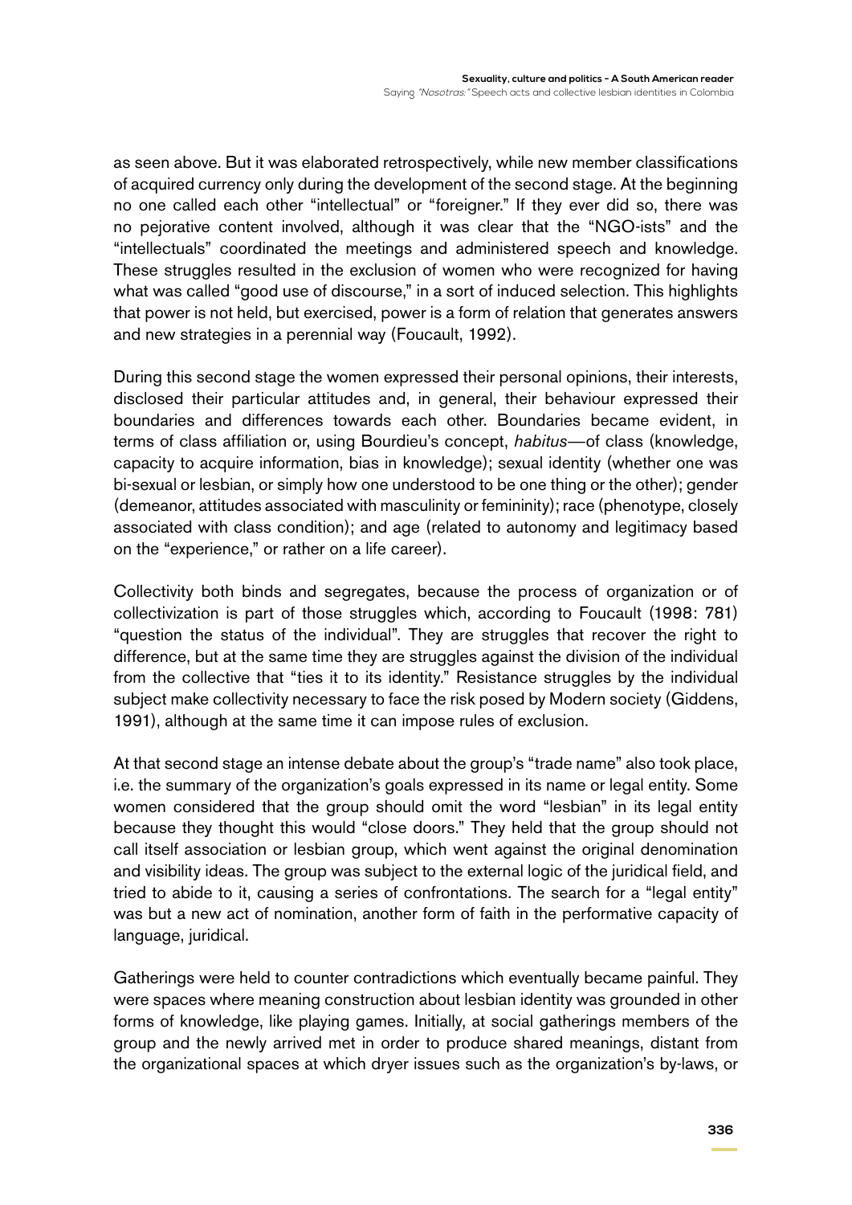as seen above. But it was elaborated retrospectively, while new member classifications of acquired currency only during the development of the second stage. At the beginning no one called each other "intellectual" or "foreigner." If they ever did so, there was no pejorative content involved, although it was clear that the "NGO-ists" and the "intellectuals" coordinated the meetings and administered speech and knowledge. These struggles resulted in the exclusion of women who were recognized for having what was called "good use of discourse," in a sort of induced selection. This highlights that power is not held, but exercised, power is a form of relation that generates answers and new strategies in a perennial way (Foucault, 1992).

During this second stage the women expressed their personal opinions, their interests, disclosed their particular attitudes and, in general, their behaviour expressed their boundaries and differences towards each other. Boundaries became evident, in terms of class affiliation or, using Bourdieu's concept, *habitus*—of class (knowledge, capacity to acquire information, bias in knowledge); sexual identity (whether one was bi-sexual or lesbian, or simply how one understood to be one thing or the other); gender (demeanor, attitudes associated with masculinity or femininity); race (phenotype, closely associated with class condition); and age (related to autonomy and legitimacy based on the "experience," or rather on a life career).

Collectivity both binds and segregates, because the process of organization or of collectivization is part of those struggles which, according to Foucault (1998: 781) "question the status of the individual". They are struggles that recover the right to difference, but at the same time they are struggles against the division of the individual from the collective that "ties it to its identity." Resistance struggles by the individual subject make collectivity necessary to face the risk posed by Modern society (Giddens, 1991), although at the same time it can impose rules of exclusion.

At that second stage an intense debate about the group's "trade name" also took place, i.e. the summary of the organization's goals expressed in its name or legal entity. Some women considered that the group should omit the word "lesbian" in its legal entity because they thought this would "close doors." They held that the group should not call itself association or lesbian group, which went against the original denomination and visibility ideas. The group was subject to the external logic of the juridical field, and tried to abide to it, causing a series of confrontations. The search for a "legal entity" was but a new act of nomination, another form of faith in the performative capacity of language, juridical.

Gatherings were held to counter contradictions which eventually became painful. They were spaces where meaning construction about lesbian identity was grounded in other forms of knowledge, like playing games. Initially, at social gatherings members of the group and the newly arrived met in order to produce shared meanings, distant from the organizational spaces at which dryer issues such as the organization's by-laws, or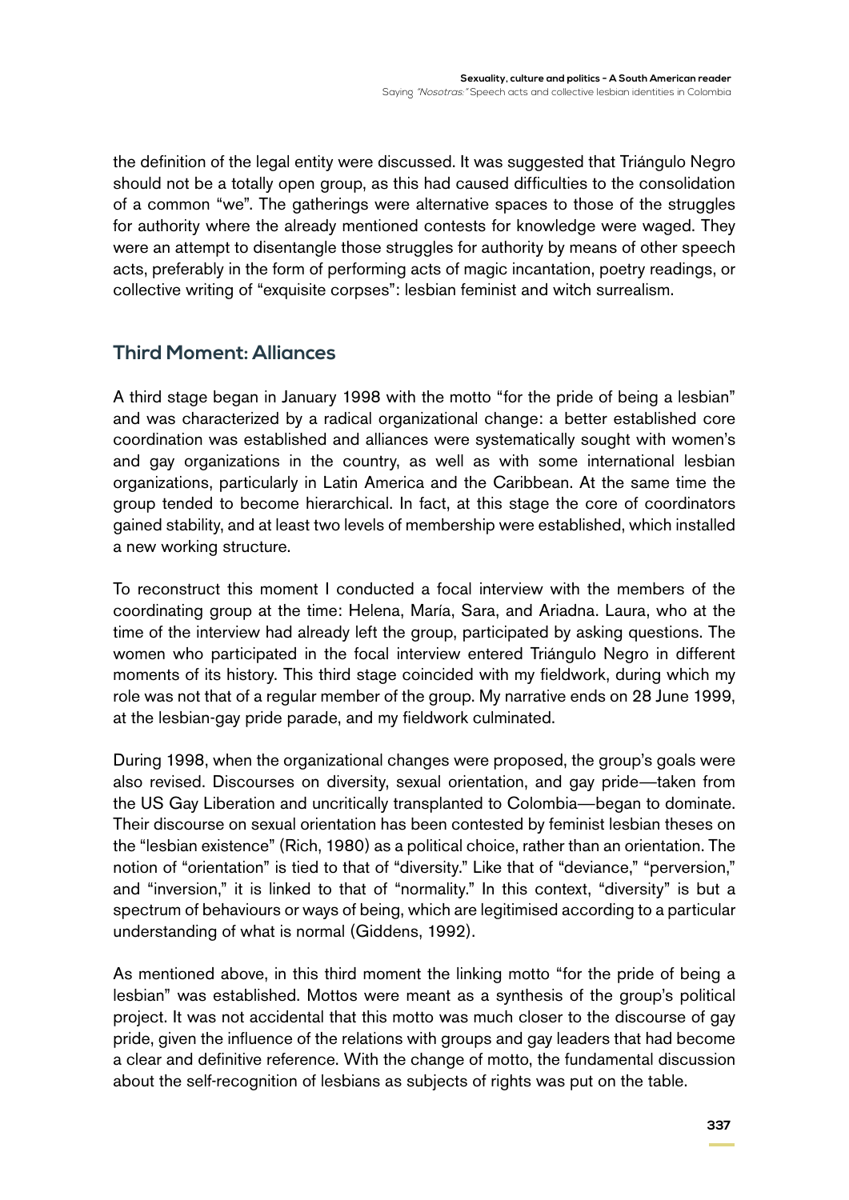the definition of the legal entity were discussed. It was suggested that Triángulo Negro should not be a totally open group, as this had caused difficulties to the consolidation of a common "we". The gatherings were alternative spaces to those of the struggles for authority where the already mentioned contests for knowledge were waged. They were an attempt to disentangle those struggles for authority by means of other speech acts, preferably in the form of performing acts of magic incantation, poetry readings, or collective writing of "exquisite corpses": lesbian feminist and witch surrealism.

## Third Moment: Alliances

A third stage began in January 1998 with the motto "for the pride of being a lesbian" and was characterized by a radical organizational change: a better established core coordination was established and alliances were systematically sought with women's and gay organizations in the country, as well as with some international lesbian organizations, particularly in Latin America and the Caribbean. At the same time the group tended to become hierarchical. In fact, at this stage the core of coordinators gained stability, and at least two levels of membership were established, which installed a new working structure.

To reconstruct this moment I conducted a focal interview with the members of the coordinating group at the time: Helena, María, Sara, and Ariadna. Laura, who at the time of the interview had already left the group, participated by asking questions. The women who participated in the focal interview entered Triángulo Negro in different moments of its history. This third stage coincided with my fieldwork, during which my role was not that of a regular member of the group. My narrative ends on 28 June 1999, at the lesbian-gay pride parade, and my fieldwork culminated.

During 1998, when the organizational changes were proposed, the group's goals were also revised. Discourses on diversity, sexual orientation, and gay pride—taken from the US Gay Liberation and uncritically transplanted to Colombia—began to dominate. Their discourse on sexual orientation has been contested by feminist lesbian theses on the "lesbian existence" (Rich, 1980) as a political choice, rather than an orientation. The notion of "orientation" is tied to that of "diversity." Like that of "deviance," "perversion," and "inversion," it is linked to that of "normality." In this context, "diversity" is but a spectrum of behaviours or ways of being, which are legitimised according to a particular understanding of what is normal (Giddens, 1992).

As mentioned above, in this third moment the linking motto "for the pride of being a lesbian" was established. Mottos were meant as a synthesis of the group's political project. It was not accidental that this motto was much closer to the discourse of gay pride, given the influence of the relations with groups and gay leaders that had become a clear and definitive reference. With the change of motto, the fundamental discussion about the self-recognition of lesbians as subjects of rights was put on the table.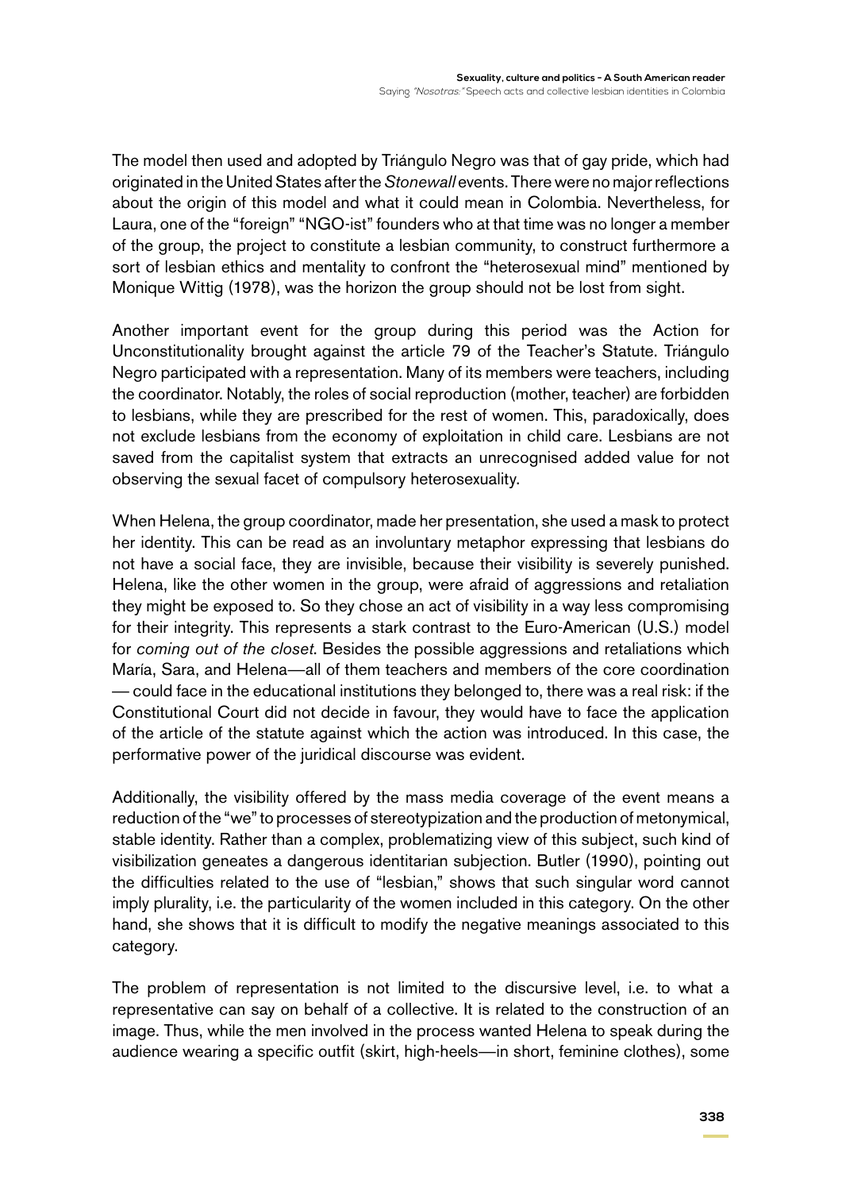The model then used and adopted by Triángulo Negro was that of gay pride, which had originated in the United States after the *Stonewall* events. There were no major reflections about the origin of this model and what it could mean in Colombia. Nevertheless, for Laura, one of the "foreign" "NGO-ist" founders who at that time was no longer a member of the group, the project to constitute a lesbian community, to construct furthermore a sort of lesbian ethics and mentality to confront the "heterosexual mind" mentioned by Monique Wittig (1978), was the horizon the group should not be lost from sight.

Another important event for the group during this period was the Action for Unconstitutionality brought against the article 79 of the Teacher's Statute. Triángulo Negro participated with a representation. Many of its members were teachers, including the coordinator. Notably, the roles of social reproduction (mother, teacher) are forbidden to lesbians, while they are prescribed for the rest of women. This, paradoxically, does not exclude lesbians from the economy of exploitation in child care. Lesbians are not saved from the capitalist system that extracts an unrecognised added value for not observing the sexual facet of compulsory heterosexuality.

When Helena, the group coordinator, made her presentation, she used a mask to protect her identity. This can be read as an involuntary metaphor expressing that lesbians do not have a social face, they are invisible, because their visibility is severely punished. Helena, like the other women in the group, were afraid of aggressions and retaliation they might be exposed to. So they chose an act of visibility in a way less compromising for their integrity. This represents a stark contrast to the Euro-American (U.S.) model for *coming out of the closet*. Besides the possible aggressions and retaliations which María, Sara, and Helena—all of them teachers and members of the core coordination — could face in the educational institutions they belonged to, there was a real risk: if the Constitutional Court did not decide in favour, they would have to face the application of the article of the statute against which the action was introduced. In this case, the performative power of the juridical discourse was evident.

Additionally, the visibility offered by the mass media coverage of the event means a reduction of the "we" to processes of stereotypization and the production of metonymical, stable identity. Rather than a complex, problematizing view of this subject, such kind of visibilization geneates a dangerous identitarian subjection. Butler (1990), pointing out the difficulties related to the use of "lesbian," shows that such singular word cannot imply plurality, i.e. the particularity of the women included in this category. On the other hand, she shows that it is difficult to modify the negative meanings associated to this category.

The problem of representation is not limited to the discursive level, i.e. to what a representative can say on behalf of a collective. It is related to the construction of an image. Thus, while the men involved in the process wanted Helena to speak during the audience wearing a specific outfit (skirt, high-heels—in short, feminine clothes), some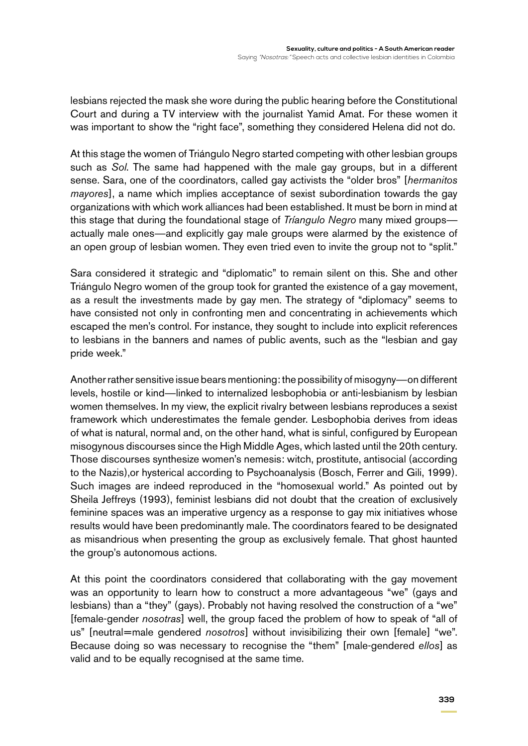lesbians rejected the mask she wore during the public hearing before the Constitutional Court and during a TV interview with the journalist Yamid Amat. For these women it was important to show the "right face", something they considered Helena did not do.

At this stage the women of Triángulo Negro started competing with other lesbian groups such as *Sol*. The same had happened with the male gay groups, but in a different sense. Sara, one of the coordinators, called gay activists the "older bros" [*hermanitos mayores*], a name which implies acceptance of sexist subordination towards the gay organizations with which work alliances had been established. It must be born in mind at this stage that during the foundational stage of *Tríangulo Negro* many mixed groups—actually male ones—and explicitly gay male groups were alarmed by the existence of an open group of lesbian women. They even tried even to invite the group not to "split."

Sara considered it strategic and "diplomatic" to remain silent on this. She and other Triángulo Negro women of the group took for granted the existence of a gay movement, as a result the investments made by gay men. The strategy of "diplomacy" seems to have consisted not only in confronting men and concentrating in achievements which escaped the men's control. For instance, they sought to include into explicit references to lesbians in the banners and names of public avents, such as the "lesbian and gay pride week."

Another rather sensitive issue bears mentioning: the possibility of misogyny—on different levels, hostile or kind—linked to internalized lesbophobia or anti-lesbianism by lesbian women themselves. In my view, the explicit rivalry between lesbians reproduces a sexist framework which underestimates the female gender. Lesbophobia derives from ideas of what is natural, normal and, on the other hand, what is sinful, configured by European misogynous discourses since the High Middle Ages, which lasted until the 20th century. Those discourses synthesize women's nemesis: witch, prostitute, antisocial (according to the Nazis),or hysterical according to Psychoanalysis (Bosch, Ferrer and Gili, 1999). Such images are indeed reproduced in the "homosexual world." As pointed out by Sheila Jeffreys (1993), feminist lesbians did not doubt that the creation of exclusively feminine spaces was an imperative urgency as a response to gay mix initiatives whose results would have been predominantly male. The coordinators feared to be designated as misandrious when presenting the group as exclusively female. That ghost haunted the group's autonomous actions.

At this point the coordinators considered that collaborating with the gay movement was an opportunity to learn how to construct a more advantageous "we" (gays and lesbians) than a "they" (gays). Probably not having resolved the construction of a "we" [female-gender *nosotras*] well, the group faced the problem of how to speak of "all of us" [neutral=male gendered *nosotros*] without invisibilizing their own [female] "we". Because doing so was necessary to recognise the "them" [male-gendered *ellos*] as valid and to be equally recognised at the same time.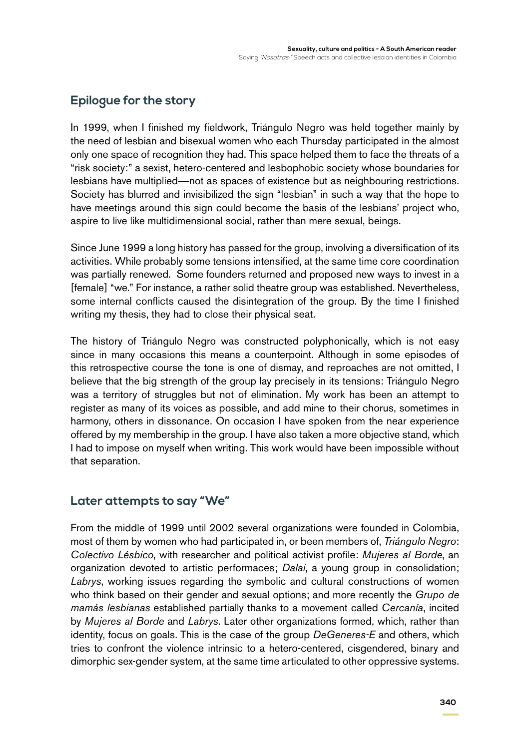## Epilogue for the story

In 1999, when I finished my fieldwork, Triángulo Negro was held together mainly by the need of lesbian and bisexual women who each Thursday participated in the almost only one space of recognition they had. This space helped them to face the threats of a "risk society:" a sexist, hetero-centered and lesbophobic society whose boundaries for lesbians have multiplied—not as spaces of existence but as neighbouring restrictions. Society has blurred and invisibilized the sign "lesbian" in such a way that the hope to have meetings around this sign could become the basis of the lesbians' project who, aspire to live like multidimensional social, rather than mere sexual, beings.

Since June 1999 a long history has passed for the group, involving a diversification of its activities. While probably some tensions intensified, at the same time core coordination was partially renewed. Some founders returned and proposed new ways to invest in a [female] "we." For instance, a rather solid theatre group was established. Nevertheless, some internal conflicts caused the disintegration of the group. By the time I finished writing my thesis, they had to close their physical seat.

The history of Triángulo Negro was constructed polyphonically, which is not easy since in many occasions this means a counterpoint. Although in some episodes of this retrospective course the tone is one of dismay, and reproaches are not omitted, I believe that the big strength of the group lay precisely in its tensions: Triángulo Negro was a territory of struggles but not of elimination. My work has been an attempt to register as many of its voices as possible, and add mine to their chorus, sometimes in harmony, others in dissonance. On occasion I have spoken from the near experience offered by my membership in the group. I have also taken a more objective stand, which I had to impose on myself when writing. This work would have been impossible without that separation.

## Later attempts to say "We"

From the middle of 1999 until 2002 several organizations were founded in Colombia, most of them by women who had participated in, or been members of, *Triángulo Negro*: *Colectivo Lésbico*, with researcher and political activist profile: *Mujeres al Borde*, an organization devoted to artistic performaces; *Dalai*, a young group in consolidation; *Labrys*, working issues regarding the symbolic and cultural constructions of women who think based on their gender and sexual options; and more recently the *Grupo de mamás lesbianas* established partially thanks to a movement called *Cercanía*, incited by *Mujeres al Borde* and *Labrys*. Later other organizations formed, which, rather than identity, focus on goals. This is the case of the group *DeGeneres-E* and others, which tries to confront the violence intrinsic to a hetero-centered, cisgendered, binary and dimorphic sex-gender system, at the same time articulated to other oppressive systems.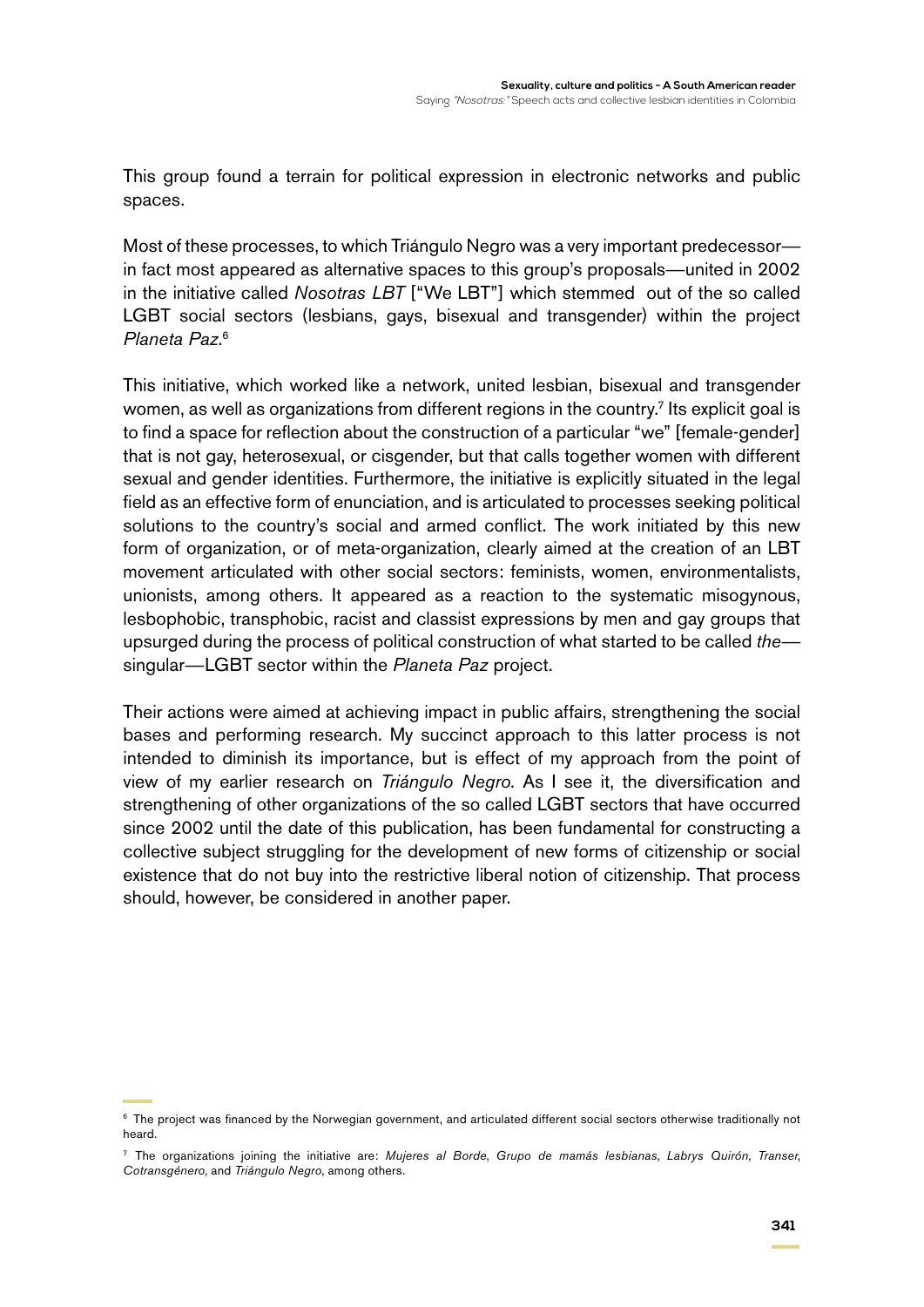This group found a terrain for political expression in electronic networks and public spaces.

Most of these processes, to which Triángulo Negro was a very important predecessor—in fact most appeared as alternative spaces to this group's proposals—united in 2002 in the initiative called *Nosotras LBT* ["We LBT"] which stemmed out of the so called LGBT social sectors (lesbians, gays, bisexual and transgender) within the project *Planeta Paz*.[6]

This initiative, which worked like a network, united lesbian, bisexual and transgender women, as well as organizations from different regions in the country.[7] Its explicit goal is to find a space for reflection about the construction of a particular "we" [female-gender] that is not gay, heterosexual, or cisgender, but that calls together women with different sexual and gender identities. Furthermore, the initiative is explicitly situated in the legal field as an effective form of enunciation, and is articulated to processes seeking political solutions to the country's social and armed conflict. The work initiated by this new form of organization, or of meta-organization, clearly aimed at the creation of an LBT movement articulated with other social sectors: feminists, women, environmentalists, unionists, among others. It appeared as a reaction to the systematic misogynous, lesbophobic, transphobic, racist and classist expressions by men and gay groups that upsurged during the process of political construction of what started to be called *the*—singular—LGBT sector within the *Planeta Paz* project.

Their actions were aimed at achieving impact in public affairs, strengthening the social bases and performing research. My succinct approach to this latter process is not intended to diminish its importance, but is effect of my approach from the point of view of my earlier research on *Triángulo Negro*. As I see it, the diversification and strengthening of other organizations of the so called LGBT sectors that have occurred since 2002 until the date of this publication, has been fundamental for constructing a collective subject struggling for the development of new forms of citizenship or social existence that do not buy into the restrictive liberal notion of citizenship. That process should, however, be considered in another paper.

[6] The project was financed by the Norwegian government, and articulated different social sectors otherwise traditionally not heard.

[7] The organizations joining the initiative are: *Mujeres al Borde*, *Grupo de mamás lesbianas*, *Labrys Quirón*, *Transer*, *Cotransgénero*, and *Triángulo Negro*, among others.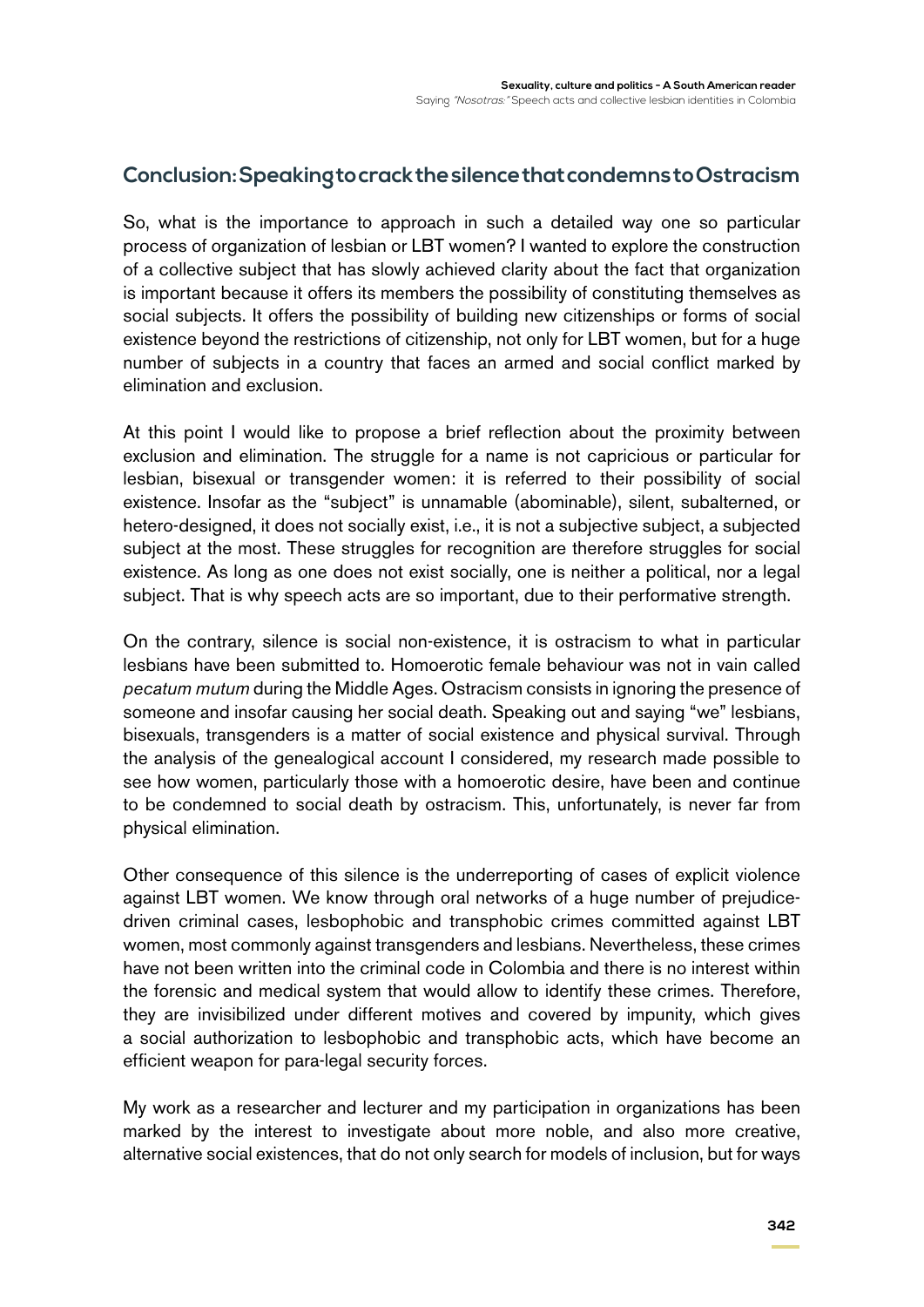## Conclusion: Speaking to crack the silence that condemns to Ostracism

So, what is the importance to approach in such a detailed way one so particular process of organization of lesbian or LBT women? I wanted to explore the construction of a collective subject that has slowly achieved clarity about the fact that organization is important because it offers its members the possibility of constituting themselves as social subjects. It offers the possibility of building new citizenships or forms of social existence beyond the restrictions of citizenship, not only for LBT women, but for a huge number of subjects in a country that faces an armed and social conflict marked by elimination and exclusion.

At this point I would like to propose a brief reflection about the proximity between exclusion and elimination. The struggle for a name is not capricious or particular for lesbian, bisexual or transgender women: it is referred to their possibility of social existence. Insofar as the "subject" is unnamable (abominable), silent, subalterned, or hetero-designed, it does not socially exist, i.e., it is not a subjective subject, a subjected subject at the most. These struggles for recognition are therefore struggles for social existence. As long as one does not exist socially, one is neither a political, nor a legal subject. That is why speech acts are so important, due to their performative strength.

On the contrary, silence is social non-existence, it is ostracism to what in particular lesbians have been submitted to. Homoerotic female behaviour was not in vain called *pecatum mutum* during the Middle Ages. Ostracism consists in ignoring the presence of someone and insofar causing her social death. Speaking out and saying "we" lesbians, bisexuals, transgenders is a matter of social existence and physical survival. Through the analysis of the genealogical account I considered, my research made possible to see how women, particularly those with a homoerotic desire, have been and continue to be condemned to social death by ostracism. This, unfortunately, is never far from physical elimination.

Other consequence of this silence is the underreporting of cases of explicit violence against LBT women. We know through oral networks of a huge number of prejudice-driven criminal cases, lesbophobic and transphobic crimes committed against LBT women, most commonly against transgenders and lesbians. Nevertheless, these crimes have not been written into the criminal code in Colombia and there is no interest within the forensic and medical system that would allow to identify these crimes. Therefore, they are invisibilized under different motives and covered by impunity, which gives a social authorization to lesbophobic and transphobic acts, which have become an efficient weapon for para-legal security forces.

My work as a researcher and lecturer and my participation in organizations has been marked by the interest to investigate about more noble, and also more creative, alternative social existences, that do not only search for models of inclusion, but for ways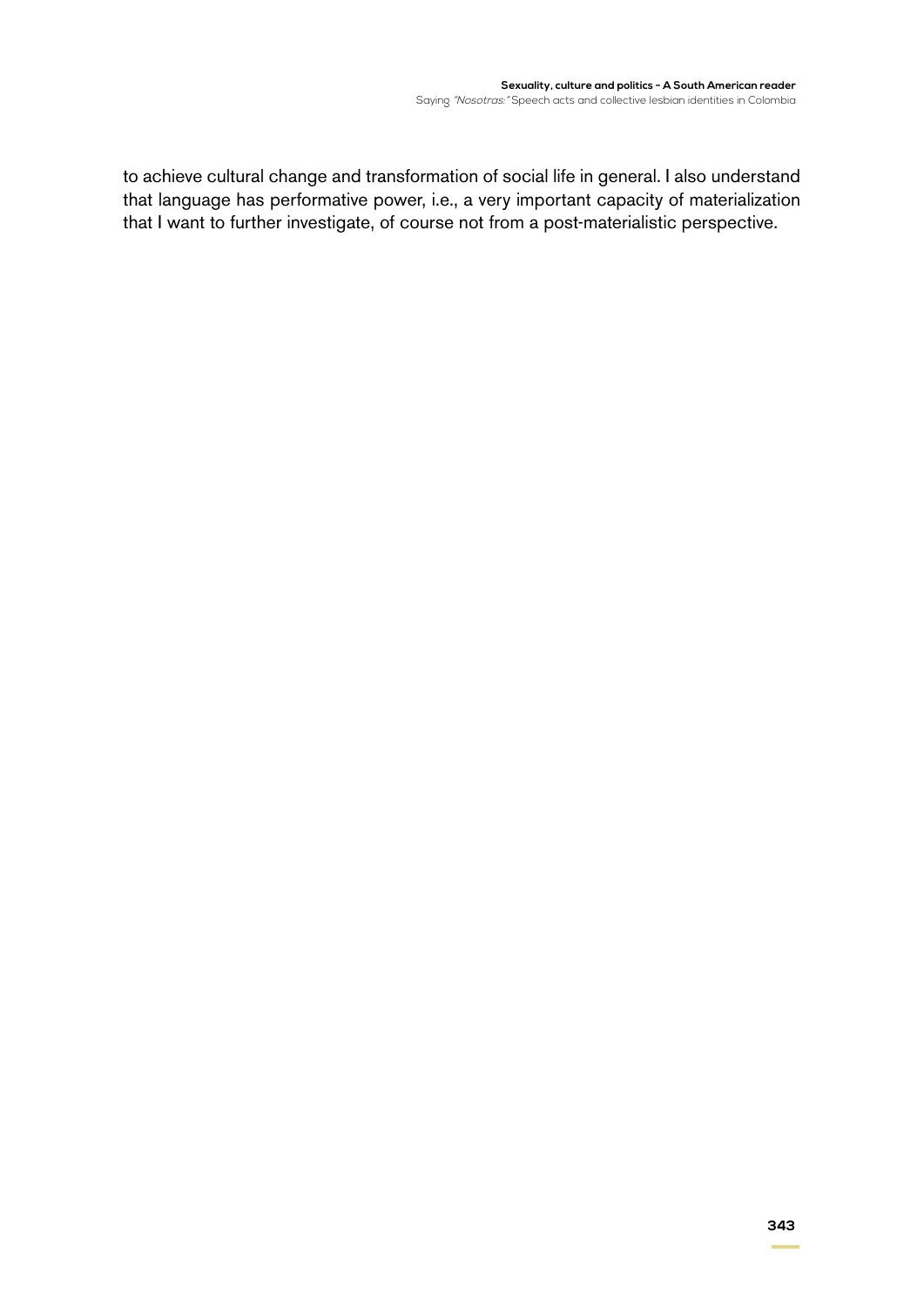to achieve cultural change and transformation of social life in general. I also understand that language has performative power, i.e., a very important capacity of materialization that I want to further investigate, of course not from a post-materialistic perspective.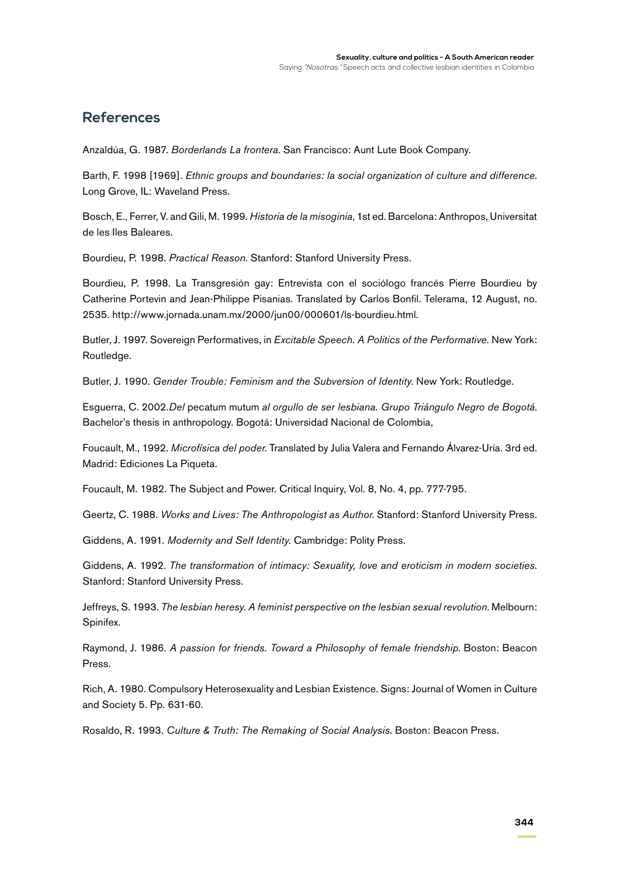## References

Anzaldúa, G. 1987. *Borderlands La frontera*. San Francisco: Aunt Lute Book Company.

Barth, F. 1998 [1969]. *Ethnic groups and boundaries: la social organization of culture and difference*. Long Grove, IL: Waveland Press.

Bosch, E., Ferrer, V. and Gili, M. 1999. *Historia de la misoginia*, 1st ed. Barcelona: Anthropos, Universitat de les Iles Baleares.

Bourdieu, P. 1998. *Practical Reason*. Stanford: Stanford University Press.

Bourdieu, P. 1998. La Transgresión gay: Entrevista con el sociólogo francés Pierre Bourdieu by Catherine Portevin and Jean-Philippe Pisanias. Translated by Carlos Bonfil. Telerama, 12 August, no. 2535. http://www.jornada.unam.mx/2000/jun00/000601/ls-bourdieu.html.

Butler, J. 1997. Sovereign Performatives, in *Excitable Speech. A Politics of the Performative*. New York: Routledge.

Butler, J. 1990. *Gender Trouble: Feminism and the Subversion of Identity*. New York: Routledge.

Esguerra, C. 2002.*Del* pecatum mutum *al orgullo de ser lesbiana. Grupo Triángulo Negro de Bogotá*. Bachelor's thesis in anthropology. Bogotá: Universidad Nacional de Colombia,

Foucault, M., 1992. *Microfísica del poder*. Translated by Julia Valera and Fernando Álvarez-Uría. 3rd ed. Madrid: Ediciones La Piqueta.

Foucault, M. 1982. The Subject and Power. Critical Inquiry, Vol. 8, No. 4, pp. 777-795.

Geertz, C. 1988. *Works and Lives: The Anthropologist as Author*. Stanford: Stanford University Press.

Giddens, A. 1991. *Modernity and Self Identity*. Cambridge: Polity Press.

Giddens, A. 1992. *The transformation of intimacy: Sexuality, love and eroticism in modern societies*. Stanford: Stanford University Press.

Jeffreys, S. 1993. *The lesbian heresy. A feminist perspective on the lesbian sexual revolution.* Melbourn: Spinifex.

Raymond, J. 1986. *A passion for friends. Toward a Philosophy of female friendship*. Boston: Beacon Press.

Rich, A. 1980. Compulsory Heterosexuality and Lesbian Existence. Signs: Journal of Women in Culture and Society 5. Pp. 631-60.

Rosaldo, R. 1993. *Culture & Truth: The Remaking of Social Analysis*. Boston: Beacon Press.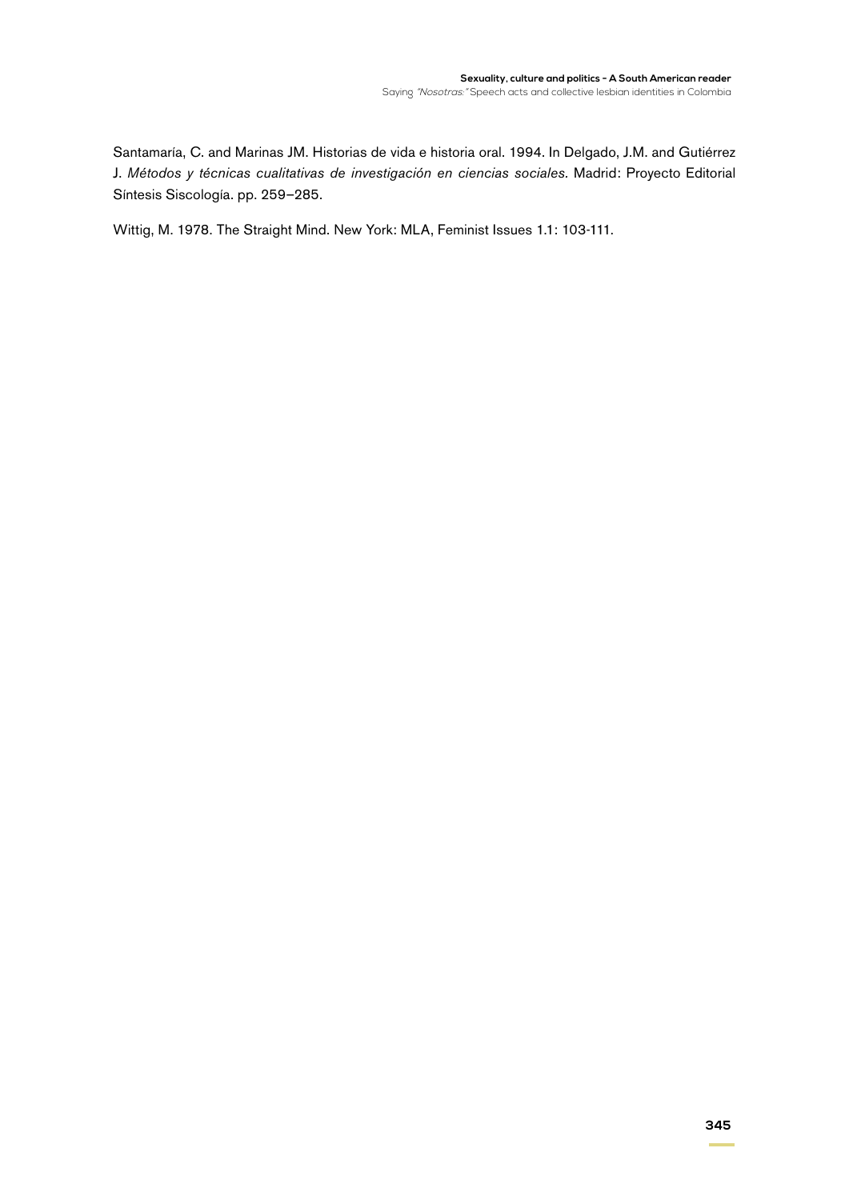Santamaría, C. and Marinas JM. Historias de vida e historia oral. 1994. In Delgado, J.M. and Gutiérrez J. *Métodos y técnicas cualitativas de investigación en ciencias sociales.* Madrid: Proyecto Editorial Síntesis Siscología. pp. 259–285.

Wittig, M. 1978. The Straight Mind. New York: MLA, Feminist Issues 1.1: 103-111.